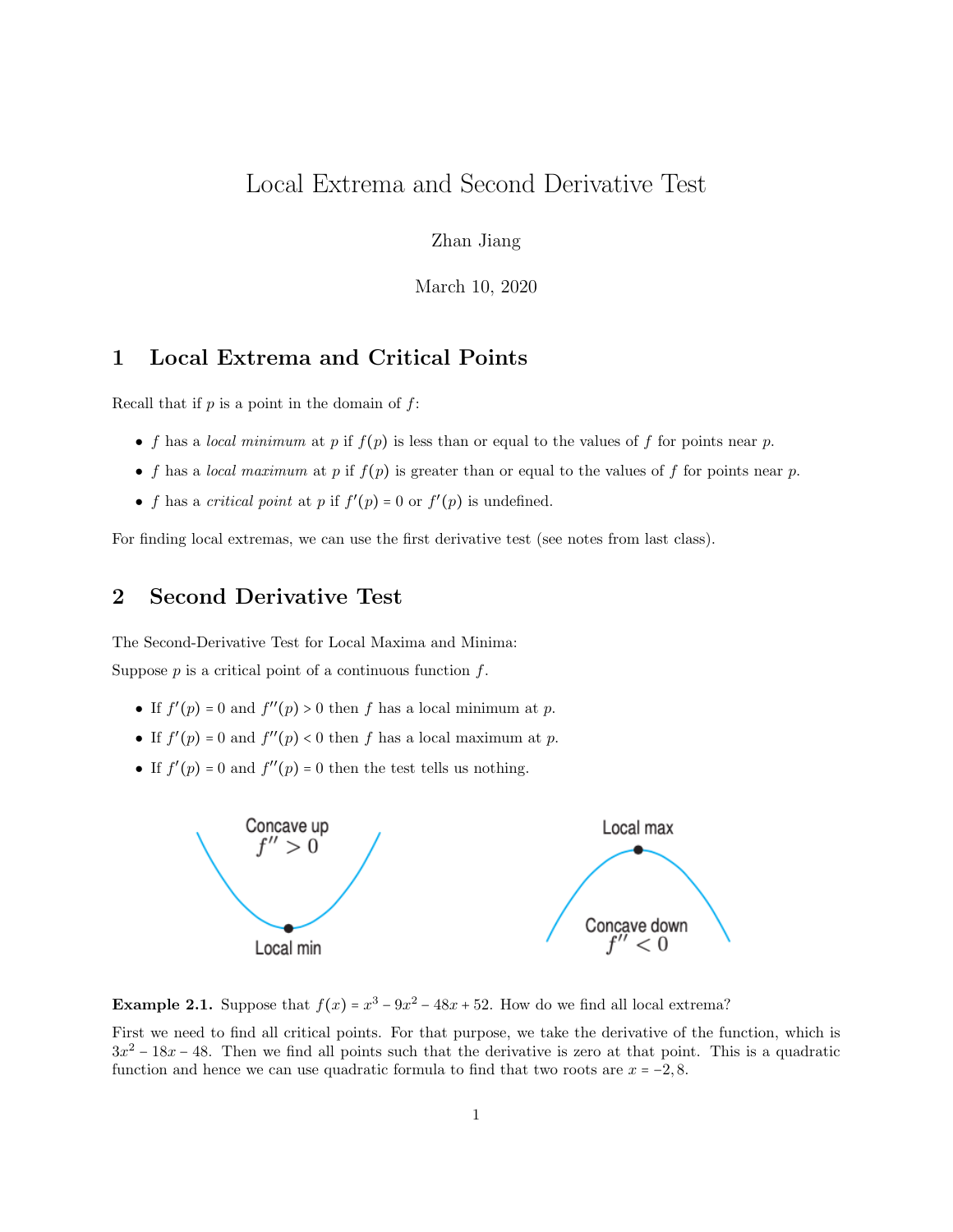# Local Extrema and Second Derivative Test

Zhan Jiang

March 10, 2020

## 1 Local Extrema and Critical Points

Recall that if $p$ is a point in the domain of $f$:

- $f$ has a *local minimum* at $p$ if $f(p)$ is less than or equal to the values of $f$ for points near $p$.
- $f$ has a *local maximum* at $p$ if $f(p)$ is greater than or equal to the values of $f$ for points near $p$.
- $f$ has a *critical point* at $p$ if $f'(p) = 0$ or $f'(p)$ is undefined.

For finding local extremas, we can use the first derivative test (see notes from last class).

## 2 Second Derivative Test

The Second-Derivative Test for Local Maxima and Minima:

Suppose $p$ is a critical point of a continuous function $f$.

- If $f'(p) = 0$ and $f''(p) > 0$ then $f$ has a local minimum at $p$.
- If $f'(p) = 0$ and $f''(p) < 0$ then $f$ has a local maximum at $p$.
- If $f'(p) = 0$ and $f''(p) = 0$ then the test tells us nothing.

Concave up $f'' > 0$ — Local min

Local max — Concave down $f'' < 0$

**Example 2.1.** Suppose that $f(x) = x^3 - 9x^2 - 48x + 52$. How do we find all local extrema?

First we need to find all critical points. For that purpose, we take the derivative of the function, which is $3x^2 - 18x - 48$. Then we find all points such that the derivative is zero at that point. This is a quadratic function and hence we can use quadratic formula to find that two roots are $x = -2, 8$.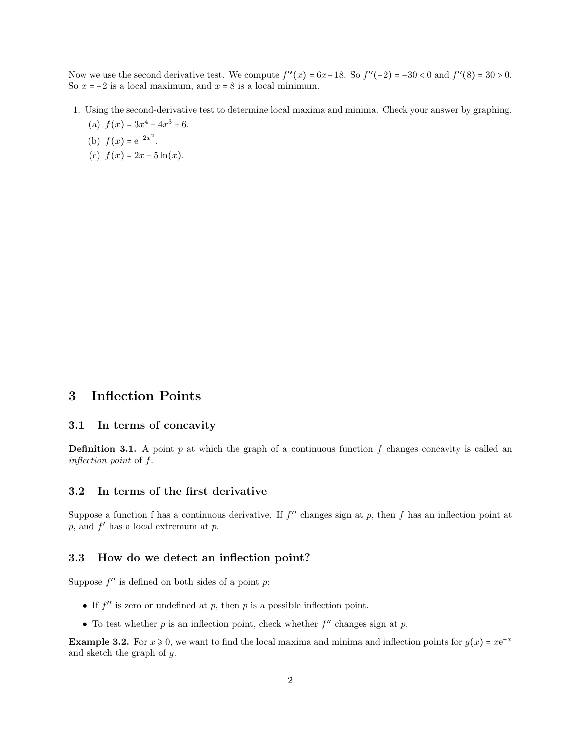Now we use the second derivative test. We compute $f''(x) = 6x - 18$. So $f''(-2) = -30 < 0$ and $f''(8) = 30 > 0$. So $x = -2$ is a local maximum, and $x = 8$ is a local minimum.

1. Using the second-derivative test to determine local maxima and minima. Check your answer by graphing.
   (a) $f(x) = 3x^4 - 4x^3 + 6$.
   (b) $f(x) = e^{-2x^2}$.
   (c) $f(x) = 2x - 5\ln(x)$.

# 3 Inflection Points

## 3.1 In terms of concavity

**Definition 3.1.** A point $p$ at which the graph of a continuous function $f$ changes concavity is called an *inflection point* of $f$.

## 3.2 In terms of the first derivative

Suppose a function f has a continuous derivative. If $f''$ changes sign at $p$, then $f$ has an inflection point at $p$, and $f'$ has a local extremum at $p$.

## 3.3 How do we detect an inflection point?

Suppose $f''$ is defined on both sides of a point $p$:

- If $f''$ is zero or undefined at $p$, then $p$ is a possible inflection point.
- To test whether $p$ is an inflection point, check whether $f''$ changes sign at $p$.

**Example 3.2.** For $x \geqslant 0$, we want to find the local maxima and minima and inflection points for $g(x) = xe^{-x}$ and sketch the graph of $g$.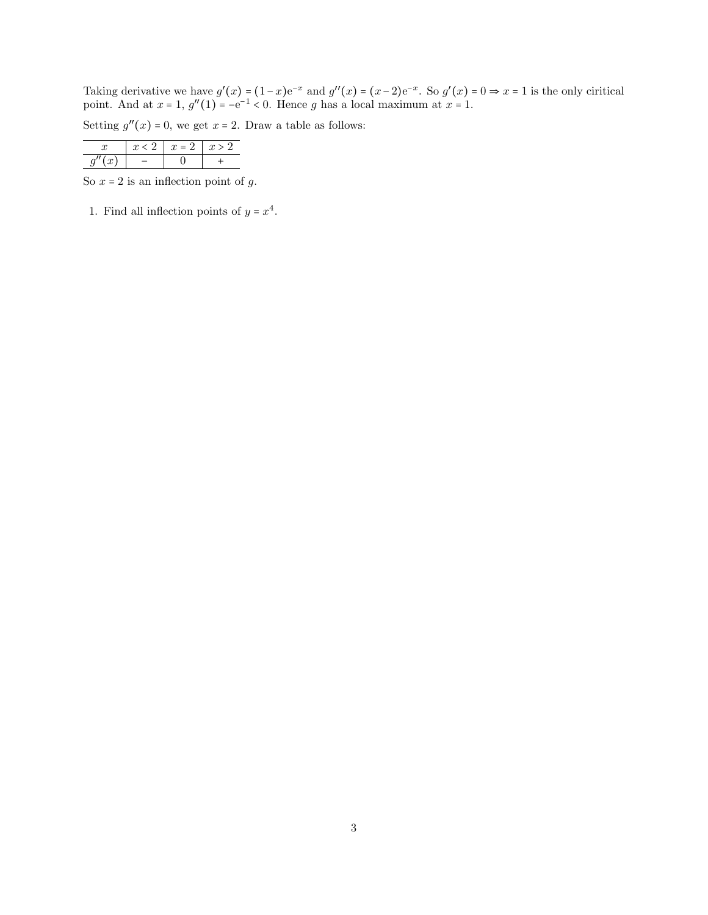Taking derivative we have $g'(x) = (1-x)e^{-x}$ and $g''(x) = (x-2)e^{-x}$. So $g'(x) = 0 \Rightarrow x = 1$ is the only ciritical point. And at $x = 1$, $g''(1) = -e^{-1} < 0$. Hence $g$ has a local maximum at $x = 1$.

Setting $g''(x) = 0$, we get $x = 2$. Draw a table as follows:

| $x$ | $x < 2$ | $x = 2$ | $x > 2$ |
|---|---|---|---|
| $g''(x)$ | $-$ | $0$ | $+$ |

So $x = 2$ is an inflection point of $g$.

1. Find all inflection points of $y = x^4$.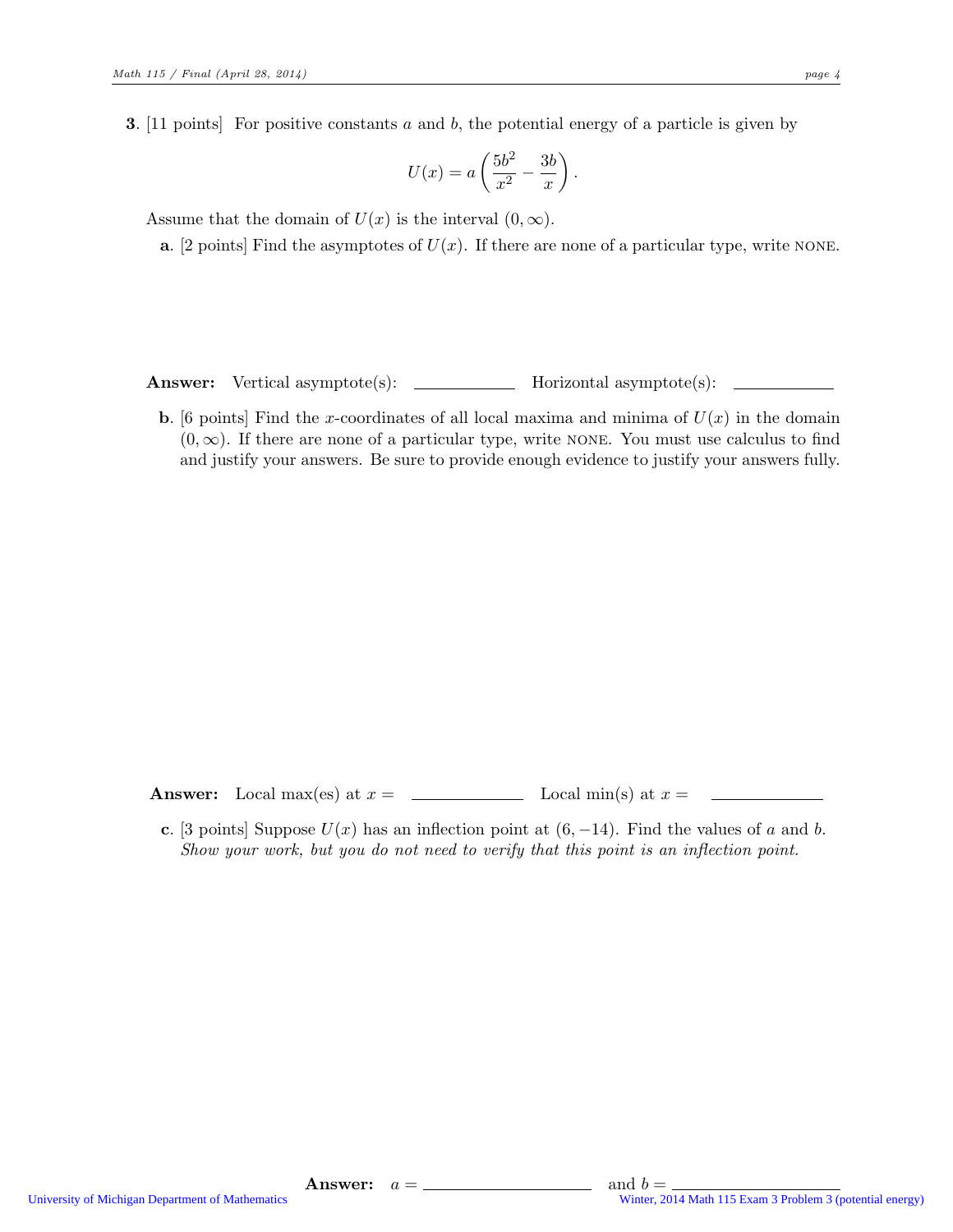**3**. [11 points] For positive constants $a$ and $b$, the potential energy of a particle is given by

$$U(x) = a\left(\frac{5b^2}{x^2} - \frac{3b}{x}\right).$$

Assume that the domain of $U(x)$ is the interval $(0, \infty)$.

**a**. [2 points] Find the asymptotes of $U(x)$. If there are none of a particular type, write NONE.

**Answer:** Vertical asymptote(s): \_\_\_\_\_\_\_\_\_\_\_\_ Horizontal asymptote(s): \_\_\_\_\_\_\_\_\_\_\_\_

**b**. [6 points] Find the $x$-coordinates of all local maxima and minima of $U(x)$ in the domain $(0, \infty)$. If there are none of a particular type, write NONE. You must use calculus to find and justify your answers. Be sure to provide enough evidence to justify your answers fully.

**Answer:** Local max(es) at $x =$ \_\_\_\_\_\_\_\_\_\_\_\_ Local min(s) at $x =$ \_\_\_\_\_\_\_\_\_\_\_\_

**c**. [3 points] Suppose $U(x)$ has an inflection point at $(6, -14)$. Find the values of $a$ and $b$. *Show your work, but you do not need to verify that this point is an inflection point.*

**Answer:** $a =$ \_\_\_\_\_\_\_\_\_\_\_\_\_\_\_\_ and $b =$ \_\_\_\_\_\_\_\_\_\_\_\_\_\_\_\_

University of Michigan Department of Mathematics

Winter, 2014 Math 115 Exam 3 Problem 3 (potential energy)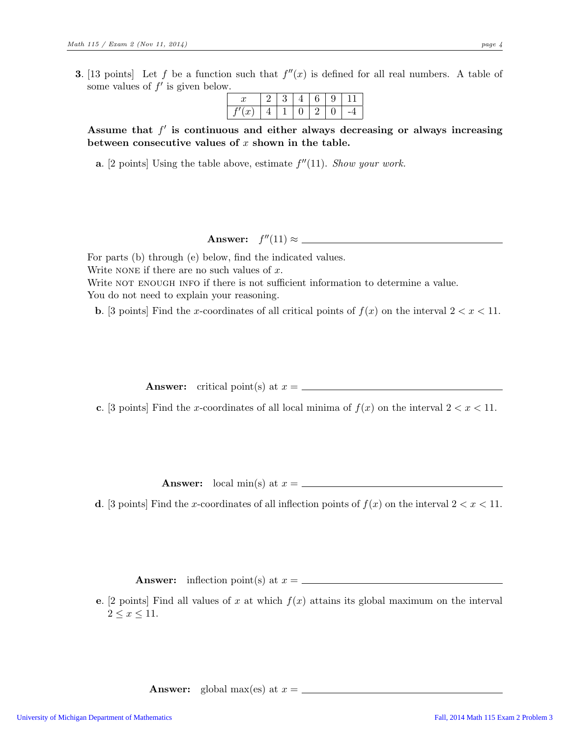**3.** [13 points] Let $f$ be a function such that $f''(x)$ is defined for all real numbers. A table of some values of $f'$ is given below.

| $x$ | 2 | 3 | 4 | 6 | 9 | 11 |
|---|---|---|---|---|---|---|
| $f'(x)$ | 4 | 1 | 0 | 2 | 0 | -4 |

**Assume that $f'$ is continuous and either always decreasing or always increasing between consecutive values of $x$ shown in the table.**

**a.** [2 points] Using the table above, estimate $f''(11)$. *Show your work.*

**Answer:** $f''(11) \approx$ \_\_\_\_\_\_\_\_\_\_\_\_\_\_\_\_\_\_\_\_\_\_\_\_

For parts (b) through (e) below, find the indicated values.
Write NONE if there are no such values of $x$.
Write NOT ENOUGH INFO if there is not sufficient information to determine a value.
You do not need to explain your reasoning.

**b.** [3 points] Find the $x$-coordinates of all critical points of $f(x)$ on the interval $2 < x < 11$.

**Answer:** critical point(s) at $x =$ \_\_\_\_\_\_\_\_\_\_\_\_\_\_\_\_\_\_\_\_\_\_\_\_

**c.** [3 points] Find the $x$-coordinates of all local minima of $f(x)$ on the interval $2 < x < 11$.

**Answer:** local min(s) at $x =$ \_\_\_\_\_\_\_\_\_\_\_\_\_\_\_\_\_\_\_\_\_\_\_\_

**d.** [3 points] Find the $x$-coordinates of all inflection points of $f(x)$ on the interval $2 < x < 11$.

**Answer:** inflection point(s) at $x =$ \_\_\_\_\_\_\_\_\_\_\_\_\_\_\_\_\_\_\_\_\_\_\_\_

**e.** [2 points] Find all values of $x$ at which $f(x)$ attains its global maximum on the interval $2 \le x \le 11$.

**Answer:** global max(es) at $x =$ \_\_\_\_\_\_\_\_\_\_\_\_\_\_\_\_\_\_\_\_\_\_\_\_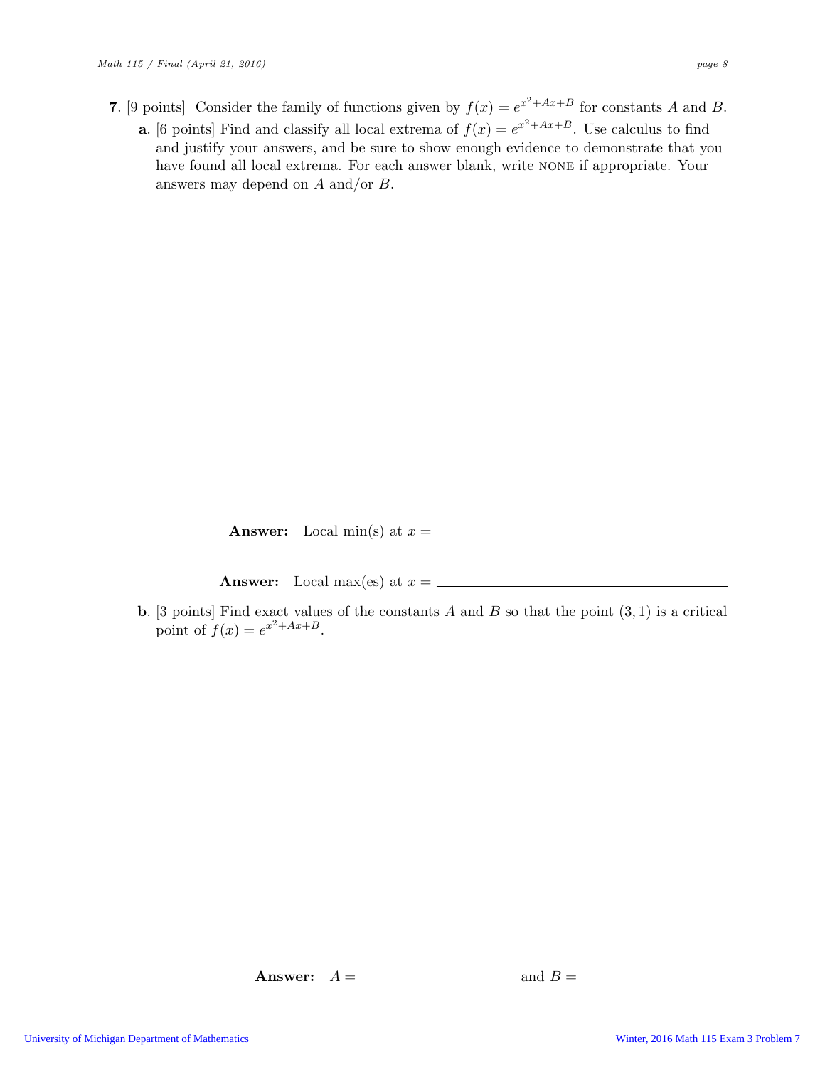**7**. [9 points] Consider the family of functions given by $f(x) = e^{x^2+Ax+B}$ for constants $A$ and $B$.

**a**. [6 points] Find and classify all local extrema of $f(x) = e^{x^2+Ax+B}$. Use calculus to find and justify your answers, and be sure to show enough evidence to demonstrate that you have found all local extrema. For each answer blank, write NONE if appropriate. Your answers may depend on $A$ and/or $B$.

**Answer:** Local min(s) at $x =$ \_\_\_\_\_\_\_\_\_\_\_\_\_\_\_\_\_\_\_\_\_\_\_\_\_\_\_\_\_\_

**Answer:** Local max(es) at $x =$ \_\_\_\_\_\_\_\_\_\_\_\_\_\_\_\_\_\_\_\_\_\_\_\_\_\_\_\_\_\_

**b**. [3 points] Find exact values of the constants $A$ and $B$ so that the point $(3, 1)$ is a critical point of $f(x) = e^{x^2+Ax+B}$.

**Answer:** $A =$ \_\_\_\_\_\_\_\_\_\_\_\_\_\_\_ and $B =$ \_\_\_\_\_\_\_\_\_\_\_\_\_\_\_